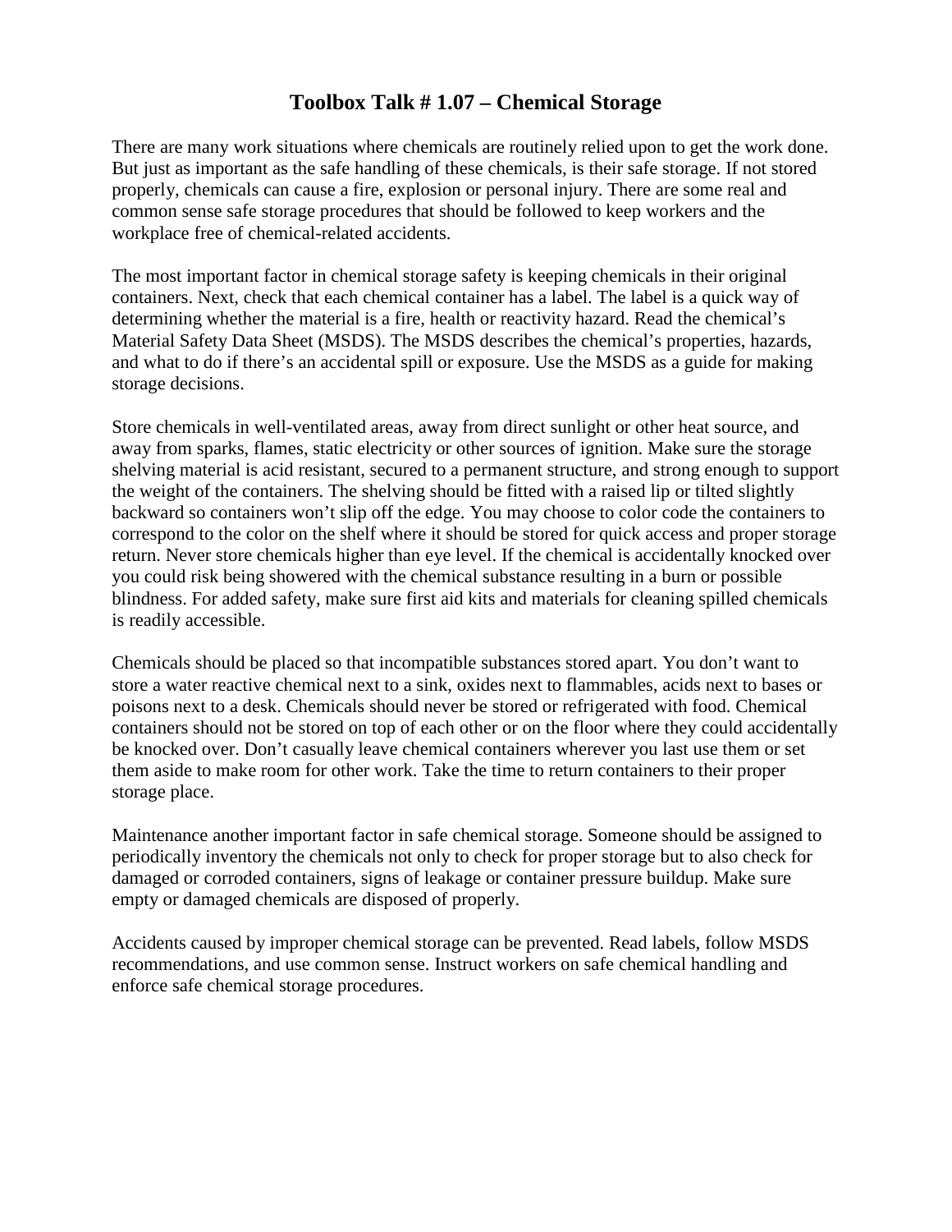# Toolbox Talk # 1.07 – Chemical Storage

There are many work situations where chemicals are routinely relied upon to get the work done. But just as important as the safe handling of these chemicals, is their safe storage. If not stored properly, chemicals can cause a fire, explosion or personal injury. There are some real and common sense safe storage procedures that should be followed to keep workers and the workplace free of chemical-related accidents.

The most important factor in chemical storage safety is keeping chemicals in their original containers. Next, check that each chemical container has a label. The label is a quick way of determining whether the material is a fire, health or reactivity hazard. Read the chemical's Material Safety Data Sheet (MSDS). The MSDS describes the chemical's properties, hazards, and what to do if there's an accidental spill or exposure. Use the MSDS as a guide for making storage decisions.

Store chemicals in well-ventilated areas, away from direct sunlight or other heat source, and away from sparks, flames, static electricity or other sources of ignition. Make sure the storage shelving material is acid resistant, secured to a permanent structure, and strong enough to support the weight of the containers. The shelving should be fitted with a raised lip or tilted slightly backward so containers won't slip off the edge. You may choose to color code the containers to correspond to the color on the shelf where it should be stored for quick access and proper storage return. Never store chemicals higher than eye level. If the chemical is accidentally knocked over you could risk being showered with the chemical substance resulting in a burn or possible blindness. For added safety, make sure first aid kits and materials for cleaning spilled chemicals is readily accessible.

Chemicals should be placed so that incompatible substances stored apart. You don't want to store a water reactive chemical next to a sink, oxides next to flammables, acids next to bases or poisons next to a desk. Chemicals should never be stored or refrigerated with food. Chemical containers should not be stored on top of each other or on the floor where they could accidentally be knocked over. Don't casually leave chemical containers wherever you last use them or set them aside to make room for other work. Take the time to return containers to their proper storage place.

Maintenance another important factor in safe chemical storage. Someone should be assigned to periodically inventory the chemicals not only to check for proper storage but to also check for damaged or corroded containers, signs of leakage or container pressure buildup. Make sure empty or damaged chemicals are disposed of properly.

Accidents caused by improper chemical storage can be prevented. Read labels, follow MSDS recommendations, and use common sense. Instruct workers on safe chemical handling and enforce safe chemical storage procedures.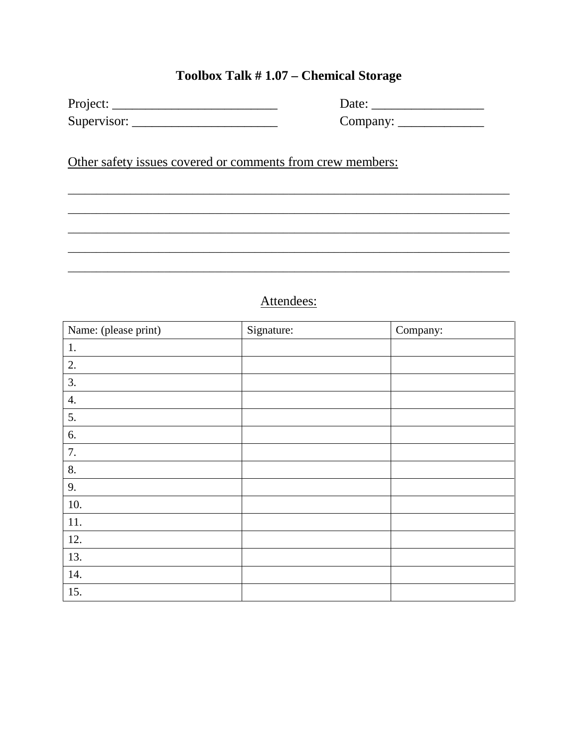**Toolbox Talk # 1.07 – Chemical Storage**

Project: _________________________ Date: _________________

Supervisor: ______________________ Company: _____________

Other safety issues covered or comments from crew members:

___________________________________________________________________________

___________________________________________________________________________

___________________________________________________________________________

___________________________________________________________________________

___________________________________________________________________________

Attendees:

| Name: (please print) | Signature: | Company: |
|---|---|---|
| 1. | | |
| 2. | | |
| 3. | | |
| 4. | | |
| 5. | | |
| 6. | | |
| 7. | | |
| 8. | | |
| 9. | | |
| 10. | | |
| 11. | | |
| 12. | | |
| 13. | | |
| 14. | | |
| 15. | | |